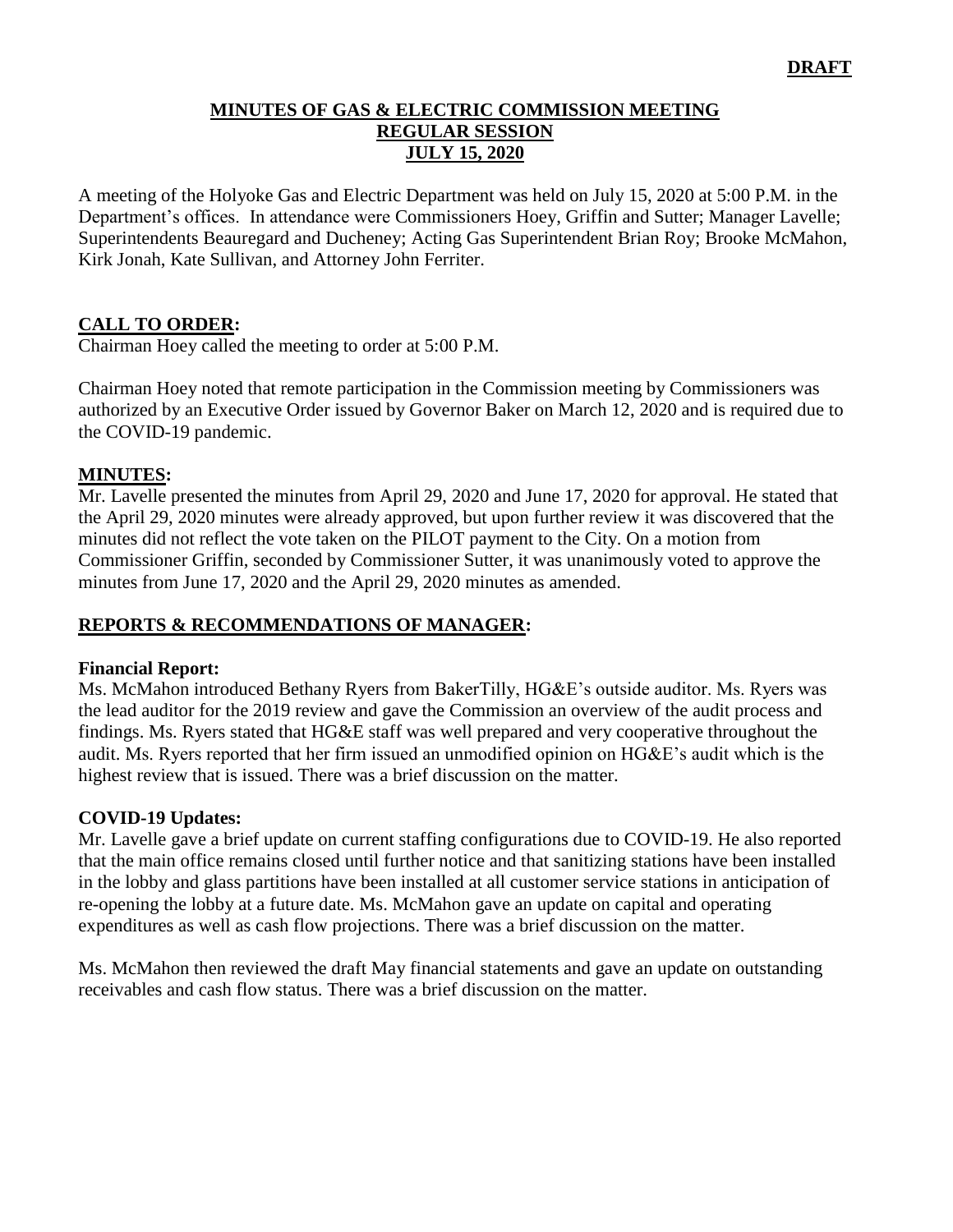**DRAFT**

# MINUTES OF GAS & ELECTRIC COMMISSION MEETING
## REGULAR SESSION
## JULY 15, 2020

A meeting of the Holyoke Gas and Electric Department was held on July 15, 2020 at 5:00 P.M. in the Department's offices. In attendance were Commissioners Hoey, Griffin and Sutter; Manager Lavelle; Superintendents Beauregard and Ducheney; Acting Gas Superintendent Brian Roy; Brooke McMahon, Kirk Jonah, Kate Sullivan, and Attorney John Ferriter.

## CALL TO ORDER:

Chairman Hoey called the meeting to order at 5:00 P.M.

Chairman Hoey noted that remote participation in the Commission meeting by Commissioners was authorized by an Executive Order issued by Governor Baker on March 12, 2020 and is required due to the COVID-19 pandemic.

## MINUTES:

Mr. Lavelle presented the minutes from April 29, 2020 and June 17, 2020 for approval. He stated that the April 29, 2020 minutes were already approved, but upon further review it was discovered that the minutes did not reflect the vote taken on the PILOT payment to the City. On a motion from Commissioner Griffin, seconded by Commissioner Sutter, it was unanimously voted to approve the minutes from June 17, 2020 and the April 29, 2020 minutes as amended.

## REPORTS & RECOMMENDATIONS OF MANAGER:

### Financial Report:

Ms. McMahon introduced Bethany Ryers from BakerTilly, HG&E's outside auditor. Ms. Ryers was the lead auditor for the 2019 review and gave the Commission an overview of the audit process and findings. Ms. Ryers stated that HG&E staff was well prepared and very cooperative throughout the audit. Ms. Ryers reported that her firm issued an unmodified opinion on HG&E's audit which is the highest review that is issued. There was a brief discussion on the matter.

### COVID-19 Updates:

Mr. Lavelle gave a brief update on current staffing configurations due to COVID-19. He also reported that the main office remains closed until further notice and that sanitizing stations have been installed in the lobby and glass partitions have been installed at all customer service stations in anticipation of re-opening the lobby at a future date. Ms. McMahon gave an update on capital and operating expenditures as well as cash flow projections. There was a brief discussion on the matter.

Ms. McMahon then reviewed the draft May financial statements and gave an update on outstanding receivables and cash flow status. There was a brief discussion on the matter.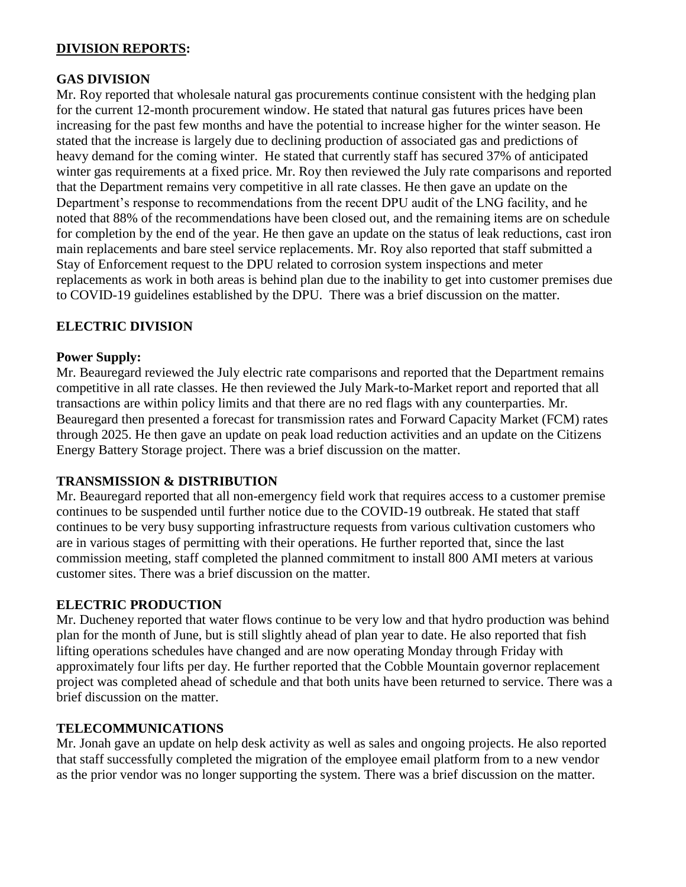## DIVISION REPORTS:

### GAS DIVISION

Mr. Roy reported that wholesale natural gas procurements continue consistent with the hedging plan for the current 12-month procurement window. He stated that natural gas futures prices have been increasing for the past few months and have the potential to increase higher for the winter season. He stated that the increase is largely due to declining production of associated gas and predictions of heavy demand for the coming winter. He stated that currently staff has secured 37% of anticipated winter gas requirements at a fixed price. Mr. Roy then reviewed the July rate comparisons and reported that the Department remains very competitive in all rate classes. He then gave an update on the Department's response to recommendations from the recent DPU audit of the LNG facility, and he noted that 88% of the recommendations have been closed out, and the remaining items are on schedule for completion by the end of the year. He then gave an update on the status of leak reductions, cast iron main replacements and bare steel service replacements. Mr. Roy also reported that staff submitted a Stay of Enforcement request to the DPU related to corrosion system inspections and meter replacements as work in both areas is behind plan due to the inability to get into customer premises due to COVID-19 guidelines established by the DPU. There was a brief discussion on the matter.

### ELECTRIC DIVISION

**Power Supply:**

Mr. Beauregard reviewed the July electric rate comparisons and reported that the Department remains competitive in all rate classes. He then reviewed the July Mark-to-Market report and reported that all transactions are within policy limits and that there are no red flags with any counterparties. Mr. Beauregard then presented a forecast for transmission rates and Forward Capacity Market (FCM) rates through 2025. He then gave an update on peak load reduction activities and an update on the Citizens Energy Battery Storage project. There was a brief discussion on the matter.

### TRANSMISSION & DISTRIBUTION

Mr. Beauregard reported that all non-emergency field work that requires access to a customer premise continues to be suspended until further notice due to the COVID-19 outbreak. He stated that staff continues to be very busy supporting infrastructure requests from various cultivation customers who are in various stages of permitting with their operations. He further reported that, since the last commission meeting, staff completed the planned commitment to install 800 AMI meters at various customer sites. There was a brief discussion on the matter.

### ELECTRIC PRODUCTION

Mr. Ducheney reported that water flows continue to be very low and that hydro production was behind plan for the month of June, but is still slightly ahead of plan year to date. He also reported that fish lifting operations schedules have changed and are now operating Monday through Friday with approximately four lifts per day. He further reported that the Cobble Mountain governor replacement project was completed ahead of schedule and that both units have been returned to service. There was a brief discussion on the matter.

### TELECOMMUNICATIONS

Mr. Jonah gave an update on help desk activity as well as sales and ongoing projects. He also reported that staff successfully completed the migration of the employee email platform from to a new vendor as the prior vendor was no longer supporting the system. There was a brief discussion on the matter.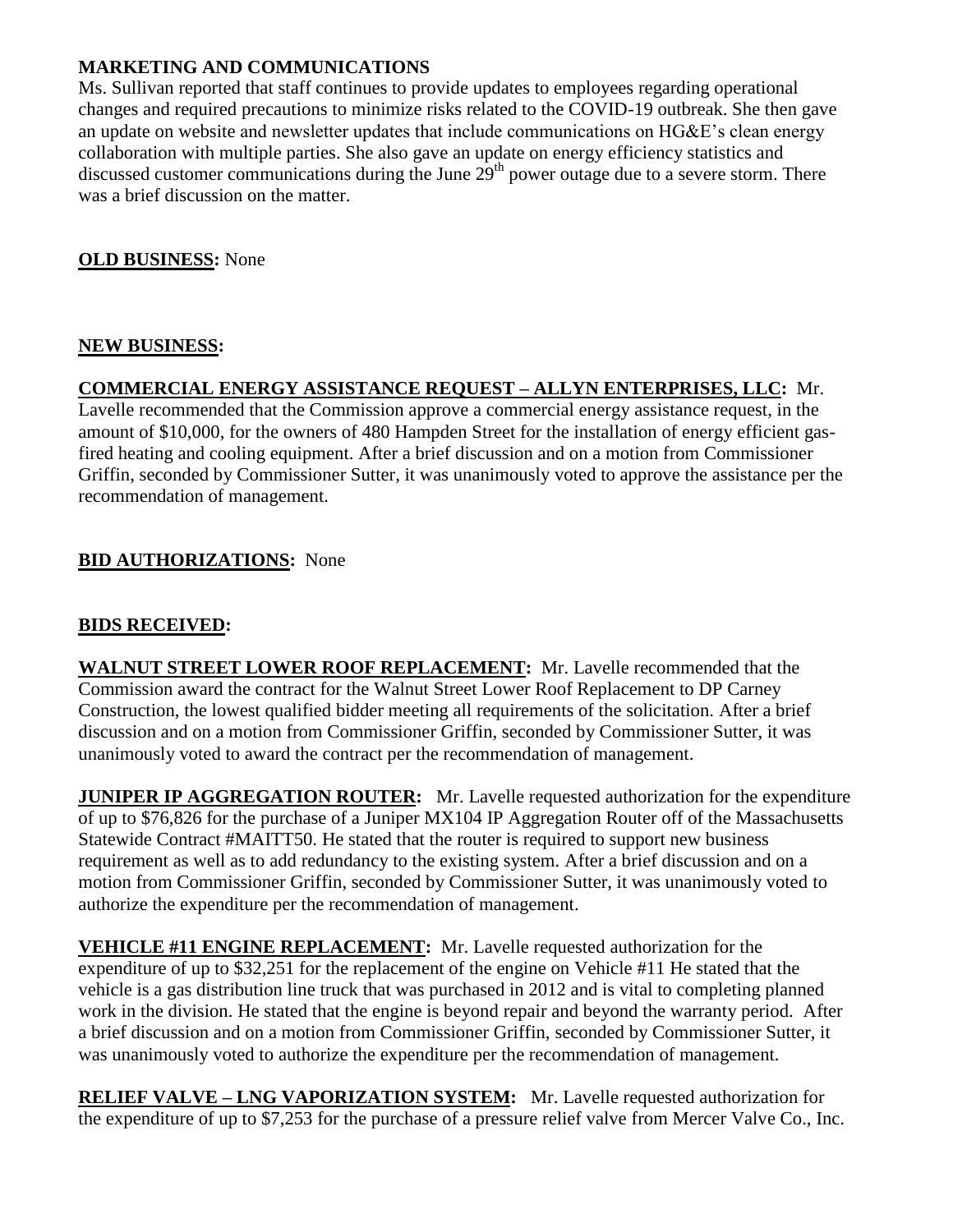**MARKETING AND COMMUNICATIONS**
Ms. Sullivan reported that staff continues to provide updates to employees regarding operational changes and required precautions to minimize risks related to the COVID-19 outbreak. She then gave an update on website and newsletter updates that include communications on HG&E's clean energy collaboration with multiple parties. She also gave an update on energy efficiency statistics and discussed customer communications during the June 29th power outage due to a severe storm. There was a brief discussion on the matter.

**OLD BUSINESS:** None

**NEW BUSINESS:**

**COMMERCIAL ENERGY ASSISTANCE REQUEST – ALLYN ENTERPRISES, LLC:** Mr. Lavelle recommended that the Commission approve a commercial energy assistance request, in the amount of $10,000, for the owners of 480 Hampden Street for the installation of energy efficient gas-fired heating and cooling equipment. After a brief discussion and on a motion from Commissioner Griffin, seconded by Commissioner Sutter, it was unanimously voted to approve the assistance per the recommendation of management.

**BID AUTHORIZATIONS:** None

**BIDS RECEIVED:**

**WALNUT STREET LOWER ROOF REPLACEMENT:** Mr. Lavelle recommended that the Commission award the contract for the Walnut Street Lower Roof Replacement to DP Carney Construction, the lowest qualified bidder meeting all requirements of the solicitation. After a brief discussion and on a motion from Commissioner Griffin, seconded by Commissioner Sutter, it was unanimously voted to award the contract per the recommendation of management.

**JUNIPER IP AGGREGATION ROUTER:** Mr. Lavelle requested authorization for the expenditure of up to $76,826 for the purchase of a Juniper MX104 IP Aggregation Router off of the Massachusetts Statewide Contract #MAITT50. He stated that the router is required to support new business requirement as well as to add redundancy to the existing system. After a brief discussion and on a motion from Commissioner Griffin, seconded by Commissioner Sutter, it was unanimously voted to authorize the expenditure per the recommendation of management.

**VEHICLE #11 ENGINE REPLACEMENT:** Mr. Lavelle requested authorization for the expenditure of up to $32,251 for the replacement of the engine on Vehicle #11 He stated that the vehicle is a gas distribution line truck that was purchased in 2012 and is vital to completing planned work in the division. He stated that the engine is beyond repair and beyond the warranty period. After a brief discussion and on a motion from Commissioner Griffin, seconded by Commissioner Sutter, it was unanimously voted to authorize the expenditure per the recommendation of management.

**RELIEF VALVE – LNG VAPORIZATION SYSTEM:** Mr. Lavelle requested authorization for the expenditure of up to $7,253 for the purchase of a pressure relief valve from Mercer Valve Co., Inc.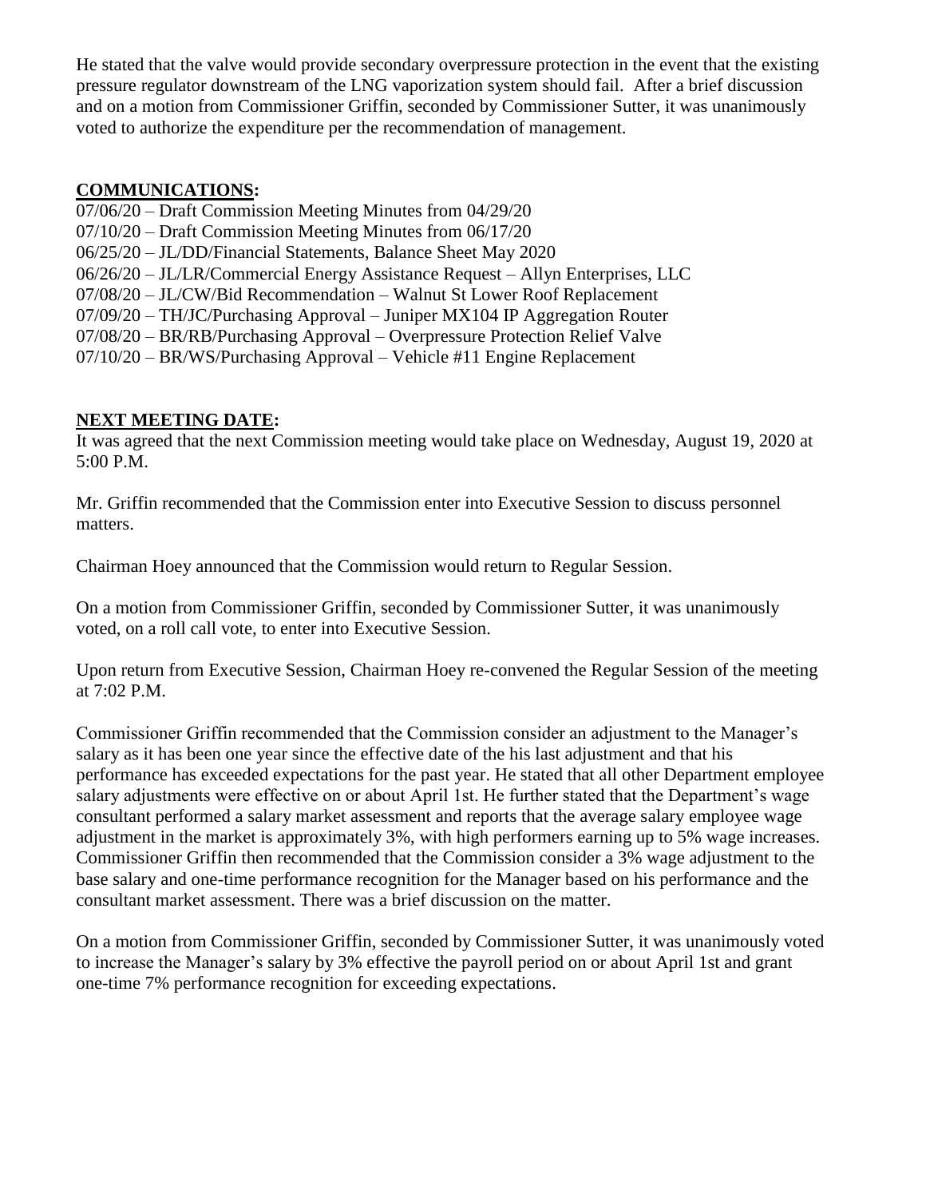He stated that the valve would provide secondary overpressure protection in the event that the existing pressure regulator downstream of the LNG vaporization system should fail. After a brief discussion and on a motion from Commissioner Griffin, seconded by Commissioner Sutter, it was unanimously voted to authorize the expenditure per the recommendation of management.

**COMMUNICATIONS:**

07/06/20 – Draft Commission Meeting Minutes from 04/29/20
07/10/20 – Draft Commission Meeting Minutes from 06/17/20
06/25/20 – JL/DD/Financial Statements, Balance Sheet May 2020
06/26/20 – JL/LR/Commercial Energy Assistance Request – Allyn Enterprises, LLC
07/08/20 – JL/CW/Bid Recommendation – Walnut St Lower Roof Replacement
07/09/20 – TH/JC/Purchasing Approval – Juniper MX104 IP Aggregation Router
07/08/20 – BR/RB/Purchasing Approval – Overpressure Protection Relief Valve
07/10/20 – BR/WS/Purchasing Approval – Vehicle #11 Engine Replacement

**NEXT MEETING DATE:**

It was agreed that the next Commission meeting would take place on Wednesday, August 19, 2020 at 5:00 P.M.

Mr. Griffin recommended that the Commission enter into Executive Session to discuss personnel matters.

Chairman Hoey announced that the Commission would return to Regular Session.

On a motion from Commissioner Griffin, seconded by Commissioner Sutter, it was unanimously voted, on a roll call vote, to enter into Executive Session.

Upon return from Executive Session, Chairman Hoey re-convened the Regular Session of the meeting at 7:02 P.M.

Commissioner Griffin recommended that the Commission consider an adjustment to the Manager's salary as it has been one year since the effective date of the his last adjustment and that his performance has exceeded expectations for the past year. He stated that all other Department employee salary adjustments were effective on or about April 1st. He further stated that the Department's wage consultant performed a salary market assessment and reports that the average salary employee wage adjustment in the market is approximately 3%, with high performers earning up to 5% wage increases. Commissioner Griffin then recommended that the Commission consider a 3% wage adjustment to the base salary and one-time performance recognition for the Manager based on his performance and the consultant market assessment. There was a brief discussion on the matter.

On a motion from Commissioner Griffin, seconded by Commissioner Sutter, it was unanimously voted to increase the Manager's salary by 3% effective the payroll period on or about April 1st and grant one-time 7% performance recognition for exceeding expectations.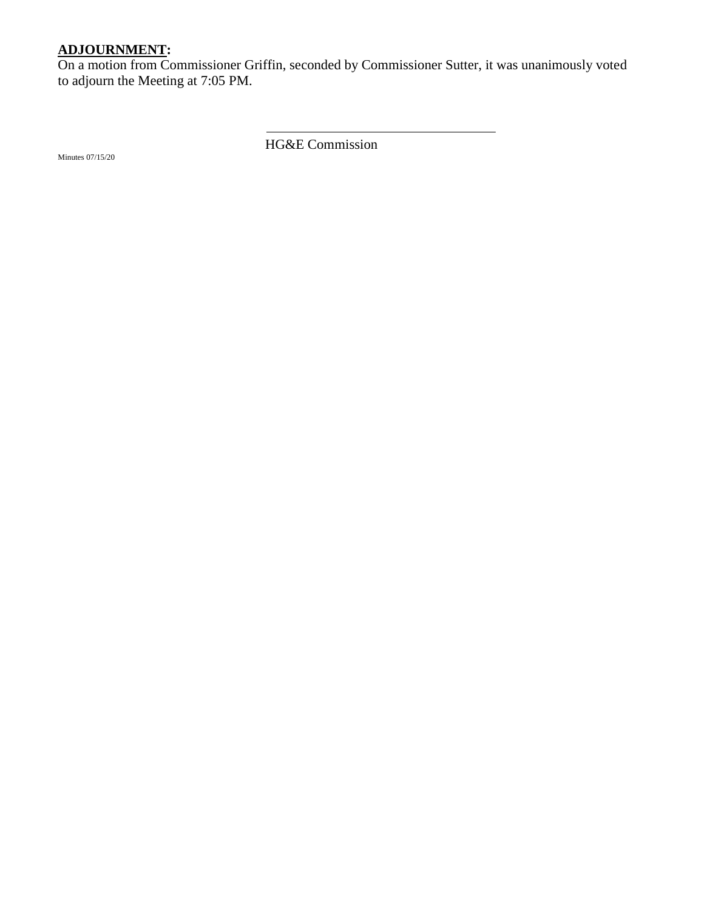**ADJOURNMENT:**
On a motion from Commissioner Griffin, seconded by Commissioner Sutter, it was unanimously voted to adjourn the Meeting at 7:05 PM.

\_\_\_\_\_\_\_\_\_\_\_\_\_\_\_\_\_\_\_\_\_\_\_\_\_\_\_\_\_\_\_\_\_\_\_\_

HG&E Commission

Minutes 07/15/20